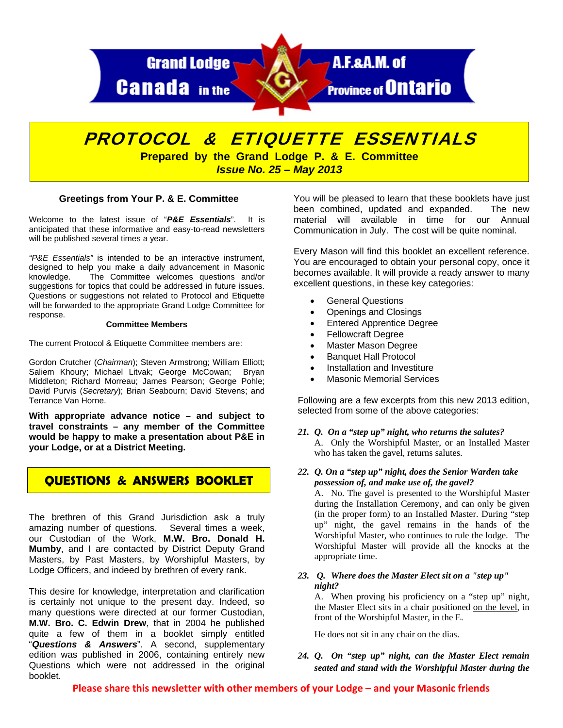Grand Lodge A.F.&A.M. of Canada in the Province of Ontario

# PROTOCOL & ETIQUETTE ESSENTIALS

**Prepared by the Grand Lodge P. & E. Committee**

***Issue No. 25 – May 2013***

## Greetings from Your P. & E. Committee

Welcome to the latest issue of "***P&E Essentials***". It is anticipated that these informative and easy-to-read newsletters will be published several times a year.

*"P&E Essentials"* is intended to be an interactive instrument, designed to help you make a daily advancement in Masonic knowledge. The Committee welcomes questions and/or suggestions for topics that could be addressed in future issues. Questions or suggestions not related to Protocol and Etiquette will be forwarded to the appropriate Grand Lodge Committee for response.

### Committee Members

The current Protocol & Etiquette Committee members are:

Gordon Crutcher (*Chairman*); Steven Armstrong; William Elliott; Saliem Khoury; Michael Litvak; George McCowan; Bryan Middleton; Richard Morreau; James Pearson; George Pohle; David Purvis (*Secretary*); Brian Seabourn; David Stevens; and Terrance Van Horne.

**With appropriate advance notice – and subject to travel constraints – any member of the Committee would be happy to make a presentation about P&E in your Lodge, or at a District Meeting.**

## QUESTIONS & ANSWERS BOOKLET

The brethren of this Grand Jurisdiction ask a truly amazing number of questions. Several times a week, our Custodian of the Work, **M.W. Bro. Donald H. Mumby**, and I are contacted by District Deputy Grand Masters, by Past Masters, by Worshipful Masters, by Lodge Officers, and indeed by brethren of every rank.

This desire for knowledge, interpretation and clarification is certainly not unique to the present day. Indeed, so many questions were directed at our former Custodian, **M.W. Bro. C. Edwin Drew**, that in 2004 he published quite a few of them in a booklet simply entitled "***Questions & Answers***". A second, supplementary edition was published in 2006, containing entirely new Questions which were not addressed in the original booklet.

You will be pleased to learn that these booklets have just been combined, updated and expanded. The new material will available in time for our Annual Communication in July. The cost will be quite nominal.

Every Mason will find this booklet an excellent reference. You are encouraged to obtain your personal copy, once it becomes available. It will provide a ready answer to many excellent questions, in these key categories:

- General Questions
- Openings and Closings
- Entered Apprentice Degree
- Fellowcraft Degree
- Master Mason Degree
- Banquet Hall Protocol
- Installation and Investiture
- Masonic Memorial Services

Following are a few excerpts from this new 2013 edition, selected from some of the above categories:

***21. Q. On a "step up" night, who returns the salutes?***

A. Only the Worshipful Master, or an Installed Master who has taken the gavel, returns salutes.

***22. Q. On a "step up" night, does the Senior Warden take possession of, and make use of, the gavel?***

A. No. The gavel is presented to the Worshipful Master during the Installation Ceremony, and can only be given (in the proper form) to an Installed Master. During "step up" night, the gavel remains in the hands of the Worshipful Master, who continues to rule the lodge. The Worshipful Master will provide all the knocks at the appropriate time.

***23. Q. Where does the Master Elect sit on a "step up" night?***

A. When proving his proficiency on a "step up" night, the Master Elect sits in a chair positioned <u>on the level</u>, in front of the Worshipful Master, in the E.

He does not sit in any chair on the dias.

***24. Q. On "step up" night, can the Master Elect remain seated and stand with the Worshipful Master during the***

**Please share this newsletter with other members of your Lodge – and your Masonic friends**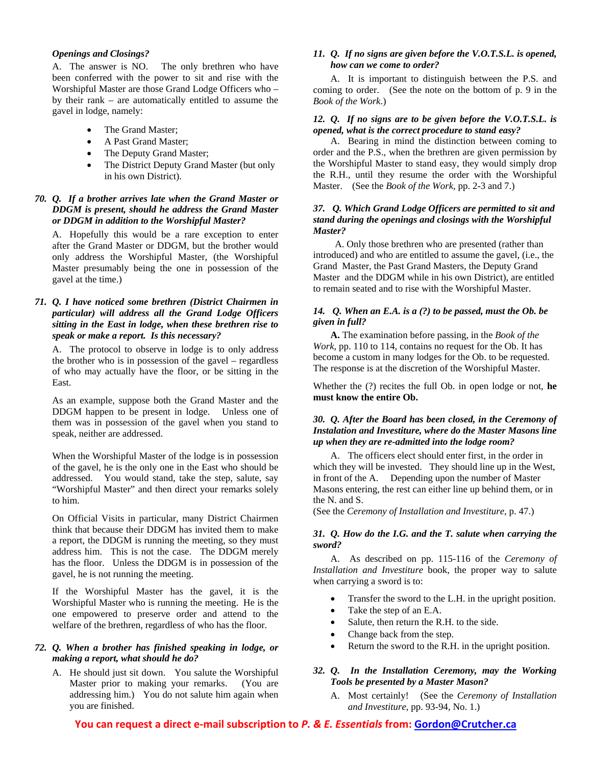*Openings and Closings?*

A. The answer is NO. The only brethren who have been conferred with the power to sit and rise with the Worshipful Master are those Grand Lodge Officers who – by their rank – are automatically entitled to assume the gavel in lodge, namely:

- The Grand Master;
- A Past Grand Master;
- The Deputy Grand Master;
- The District Deputy Grand Master (but only in his own District).

***70. Q. If a brother arrives late when the Grand Master or DDGM is present, should he address the Grand Master or DDGM in addition to the Worshipful Master?***

A. Hopefully this would be a rare exception to enter after the Grand Master or DDGM, but the brother would only address the Worshipful Master, (the Worshipful Master presumably being the one in possession of the gavel at the time.)

***71. Q. I have noticed some brethren (District Chairmen in particular) will address all the Grand Lodge Officers sitting in the East in lodge, when these brethren rise to speak or make a report. Is this necessary?***

A. The protocol to observe in lodge is to only address the brother who is in possession of the gavel – regardless of who may actually have the floor, or be sitting in the East.

As an example, suppose both the Grand Master and the DDGM happen to be present in lodge. Unless one of them was in possession of the gavel when you stand to speak, neither are addressed.

When the Worshipful Master of the lodge is in possession of the gavel, he is the only one in the East who should be addressed. You would stand, take the step, salute, say "Worshipful Master" and then direct your remarks solely to him.

On Official Visits in particular, many District Chairmen think that because their DDGM has invited them to make a report, the DDGM is running the meeting, so they must address him. This is not the case. The DDGM merely has the floor. Unless the DDGM is in possession of the gavel, he is not running the meeting.

If the Worshipful Master has the gavel, it is the Worshipful Master who is running the meeting. He is the one empowered to preserve order and attend to the welfare of the brethren, regardless of who has the floor.

***72. Q. When a brother has finished speaking in lodge, or making a report, what should he do?***

A. He should just sit down. You salute the Worshipful Master prior to making your remarks. (You are addressing him.) You do not salute him again when you are finished.

***11. Q. If no signs are given before the V.O.T.S.L. is opened, how can we come to order?***

A. It is important to distinguish between the P.S. and coming to order. (See the note on the bottom of p. 9 in the *Book of the Work*.)

***12. Q. If no signs are to be given before the V.O.T.S.L. is opened, what is the correct procedure to stand easy?***

A. Bearing in mind the distinction between coming to order and the P.S., when the brethren are given permission by the Worshipful Master to stand easy, they would simply drop the R.H., until they resume the order with the Worshipful Master. (See the *Book of the Work,* pp. 2-3 and 7.)

***37. Q. Which Grand Lodge Officers are permitted to sit and stand during the openings and closings with the Worshipful Master?***

A. Only those brethren who are presented (rather than introduced) and who are entitled to assume the gavel, (i.e., the Grand Master, the Past Grand Masters, the Deputy Grand Master and the DDGM while in his own District), are entitled to remain seated and to rise with the Worshipful Master.

***14. Q. When an E.A. is a (?) to be passed, must the Ob. be given in full?***

**A.** The examination before passing, in the *Book of the Work,* pp. 110 to 114, contains no request for the Ob. It has become a custom in many lodges for the Ob. to be requested. The response is at the discretion of the Worshipful Master.

Whether the (?) recites the full Ob. in open lodge or not, **he must know the entire Ob.**

***30. Q. After the Board has been closed, in the Ceremony of Instalation and Investiture, where do the Master Masons line up when they are re-admitted into the lodge room?***

A. The officers elect should enter first, in the order in which they will be invested. They should line up in the West, in front of the A. Depending upon the number of Master Masons entering, the rest can either line up behind them, or in the N. and S.
(See the *Ceremony of Installation and Investiture*, p. 47.)

***31. Q. How do the I.G. and the T. salute when carrying the sword?***

A. As described on pp. 115-116 of the *Ceremony of Installation and Investiture* book, the proper way to salute when carrying a sword is to:

- Transfer the sword to the L.H. in the upright position.
- Take the step of an E.A.
- Salute, then return the R.H. to the side.
- Change back from the step.
- Return the sword to the R.H. in the upright position.

***32. Q. In the Installation Ceremony, may the Working Tools be presented by a Master Mason?***

A. Most certainly! (See the *Ceremony of Installation and Investiture,* pp. 93-94, No. 1.)

**You can request a direct e-mail subscription to *P. & E. Essentials* from: Gordon@Crutcher.ca**